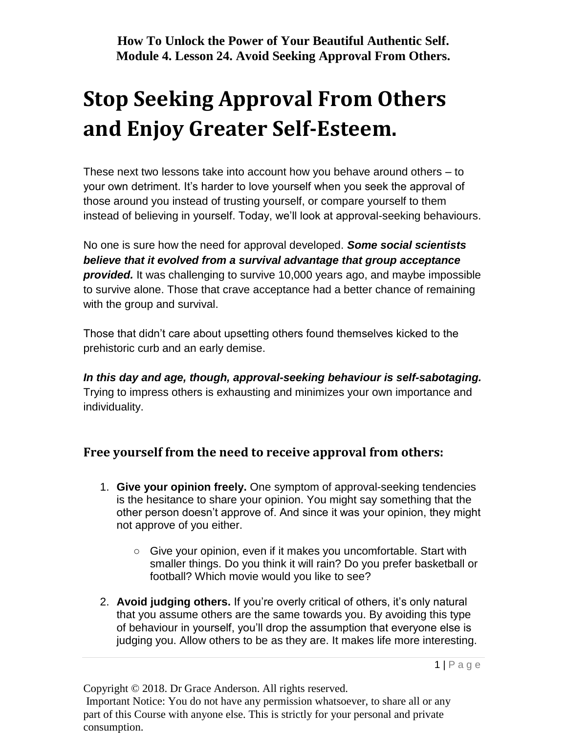**How To Unlock the Power of Your Beautiful Authentic Self.**
**Module 4. Lesson 24. Avoid Seeking Approval From Others.**

# Stop Seeking Approval From Others and Enjoy Greater Self-Esteem.

These next two lessons take into account how you behave around others – to your own detriment. It's harder to love yourself when you seek the approval of those around you instead of trusting yourself, or compare yourself to them instead of believing in yourself. Today, we'll look at approval-seeking behaviours.

No one is sure how the need for approval developed. ***Some social scientists believe that it evolved from a survival advantage that group acceptance provided.*** It was challenging to survive 10,000 years ago, and maybe impossible to survive alone. Those that crave acceptance had a better chance of remaining with the group and survival.

Those that didn't care about upsetting others found themselves kicked to the prehistoric curb and an early demise.

***In this day and age, though, approval-seeking behaviour is self-sabotaging.*** Trying to impress others is exhausting and minimizes your own importance and individuality.

## Free yourself from the need to receive approval from others:

1. **Give your opinion freely.** One symptom of approval-seeking tendencies is the hesitance to share your opinion. You might say something that the other person doesn't approve of. And since it was your opinion, they might not approve of you either.

    - Give your opinion, even if it makes you uncomfortable. Start with smaller things. Do you think it will rain? Do you prefer basketball or football? Which movie would you like to see?

2. **Avoid judging others.** If you're overly critical of others, it's only natural that you assume others are the same towards you. By avoiding this type of behaviour in yourself, you'll drop the assumption that everyone else is judging you. Allow others to be as they are. It makes life more interesting.

Copyright © 2018. Dr Grace Anderson. All rights reserved.
Important Notice: You do not have any permission whatsoever, to share all or any part of this Course with anyone else. This is strictly for your personal and private consumption.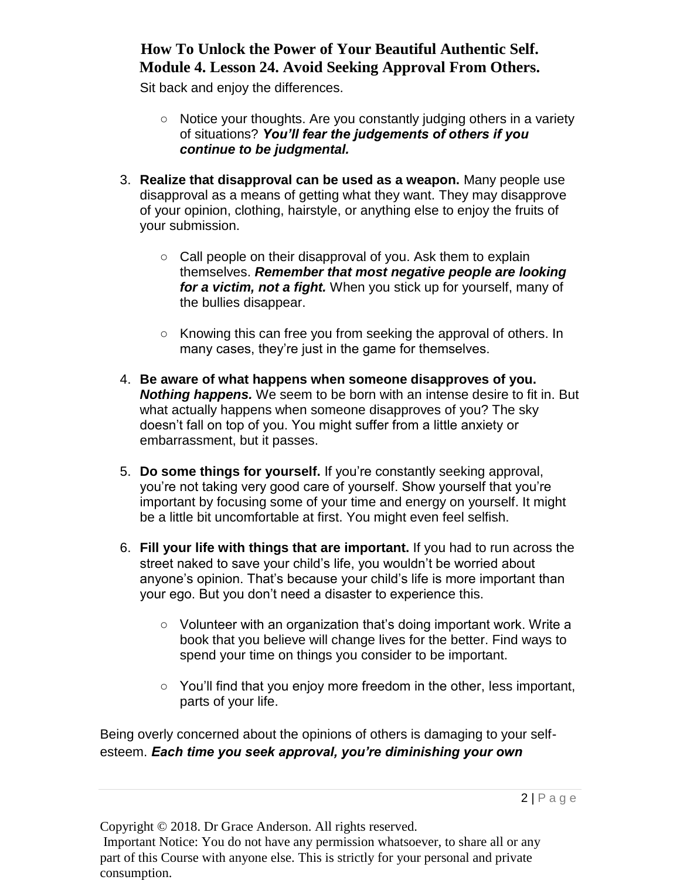Sit back and enjoy the differences.

- Notice your thoughts. Are you constantly judging others in a variety of situations? ***You'll fear the judgements of others if you continue to be judgmental.***

3. **Realize that disapproval can be used as a weapon.** Many people use disapproval as a means of getting what they want. They may disapprove of your opinion, clothing, hairstyle, or anything else to enjoy the fruits of your submission.

    - Call people on their disapproval of you. Ask them to explain themselves. ***Remember that most negative people are looking for a victim, not a fight.*** When you stick up for yourself, many of the bullies disappear.

    - Knowing this can free you from seeking the approval of others. In many cases, they're just in the game for themselves.

4. **Be aware of what happens when someone disapproves of you. *Nothing happens.*** We seem to be born with an intense desire to fit in. But what actually happens when someone disapproves of you? The sky doesn't fall on top of you. You might suffer from a little anxiety or embarrassment, but it passes.

5. **Do some things for yourself.** If you're constantly seeking approval, you're not taking very good care of yourself. Show yourself that you're important by focusing some of your time and energy on yourself. It might be a little bit uncomfortable at first. You might even feel selfish.

6. **Fill your life with things that are important.** If you had to run across the street naked to save your child's life, you wouldn't be worried about anyone's opinion. That's because your child's life is more important than your ego. But you don't need a disaster to experience this.

    - Volunteer with an organization that's doing important work. Write a book that you believe will change lives for the better. Find ways to spend your time on things you consider to be important.

    - You'll find that you enjoy more freedom in the other, less important, parts of your life.

Being overly concerned about the opinions of others is damaging to your self-esteem. ***Each time you seek approval, you're diminishing your own***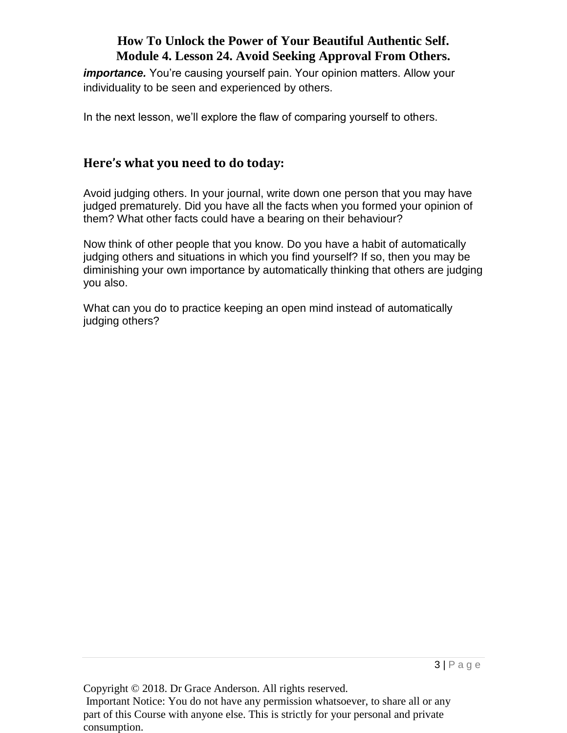***importance.*** You're causing yourself pain. Your opinion matters. Allow your individuality to be seen and experienced by others.

In the next lesson, we'll explore the flaw of comparing yourself to others.

## Here's what you need to do today:

Avoid judging others. In your journal, write down one person that you may have judged prematurely. Did you have all the facts when you formed your opinion of them? What other facts could have a bearing on their behaviour?

Now think of other people that you know. Do you have a habit of automatically judging others and situations in which you find yourself? If so, then you may be diminishing your own importance by automatically thinking that others are judging you also.

What can you do to practice keeping an open mind instead of automatically judging others?